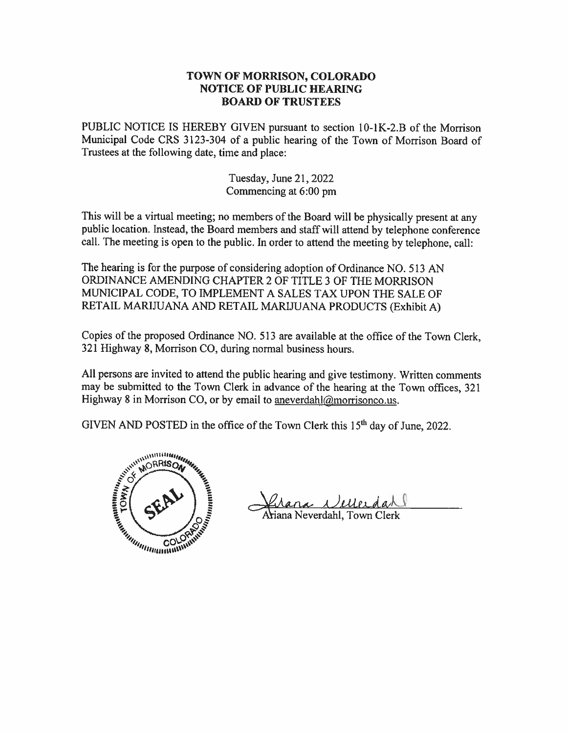# TOWN OF MORRISON, COLORADO
## NOTICE OF PUBLIC HEARING
## BOARD OF TRUSTEES

PUBLIC NOTICE IS HEREBY GIVEN pursuant to section 10-1K-2.B of the Morrison Municipal Code CRS 3123-304 of a public hearing of the Town of Morrison Board of Trustees at the following date, time and place:

Tuesday, June 21, 2022
Commencing at 6:00 pm

This will be a virtual meeting; no members of the Board will be physically present at any public location. Instead, the Board members and staff will attend by telephone conference call. The meeting is open to the public. In order to attend the meeting by telephone, call:

The hearing is for the purpose of considering adoption of Ordinance NO. 513 AN ORDINANCE AMENDING CHAPTER 2 OF TITLE 3 OF THE MORRISON MUNICIPAL CODE, TO IMPLEMENT A SALES TAX UPON THE SALE OF RETAIL MARIJUANA AND RETAIL MARIJUANA PRODUCTS (Exhibit A)

Copies of the proposed Ordinance NO. 513 are available at the office of the Town Clerk, 321 Highway 8, Morrison CO, during normal business hours.

All persons are invited to attend the public hearing and give testimony. Written comments may be submitted to the Town Clerk in advance of the hearing at the Town offices, 321 Highway 8 in Morrison CO, or by email to aneverdahl@morrisonco.us.

GIVEN AND POSTED in the office of the Town Clerk this 15th day of June, 2022.

TOWN OF MORRISON SEAL COLORADO

Ariana Neverdahl, Town Clerk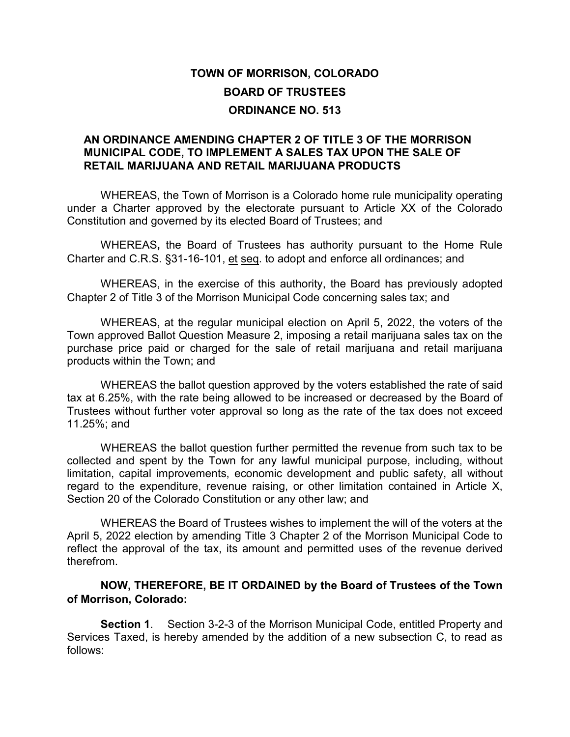# TOWN OF MORRISON, COLORADO

## BOARD OF TRUSTEES

## ORDINANCE NO. 513

### AN ORDINANCE AMENDING CHAPTER 2 OF TITLE 3 OF THE MORRISON MUNICIPAL CODE, TO IMPLEMENT A SALES TAX UPON THE SALE OF RETAIL MARIJUANA AND RETAIL MARIJUANA PRODUCTS

WHEREAS, the Town of Morrison is a Colorado home rule municipality operating under a Charter approved by the electorate pursuant to Article XX of the Colorado Constitution and governed by its elected Board of Trustees; and

WHEREAS**,** the Board of Trustees has authority pursuant to the Home Rule Charter and C.R.S. §31-16-101, et seq. to adopt and enforce all ordinances; and

WHEREAS, in the exercise of this authority, the Board has previously adopted Chapter 2 of Title 3 of the Morrison Municipal Code concerning sales tax; and

WHEREAS, at the regular municipal election on April 5, 2022, the voters of the Town approved Ballot Question Measure 2, imposing a retail marijuana sales tax on the purchase price paid or charged for the sale of retail marijuana and retail marijuana products within the Town; and

WHEREAS the ballot question approved by the voters established the rate of said tax at 6.25%, with the rate being allowed to be increased or decreased by the Board of Trustees without further voter approval so long as the rate of the tax does not exceed 11.25%; and

WHEREAS the ballot question further permitted the revenue from such tax to be collected and spent by the Town for any lawful municipal purpose, including, without limitation, capital improvements, economic development and public safety, all without regard to the expenditure, revenue raising, or other limitation contained in Article X, Section 20 of the Colorado Constitution or any other law; and

WHEREAS the Board of Trustees wishes to implement the will of the voters at the April 5, 2022 election by amending Title 3 Chapter 2 of the Morrison Municipal Code to reflect the approval of the tax, its amount and permitted uses of the revenue derived therefrom.

**NOW, THEREFORE, BE IT ORDAINED by the Board of Trustees of the Town of Morrison, Colorado:**

**Section 1**. Section 3-2-3 of the Morrison Municipal Code, entitled Property and Services Taxed, is hereby amended by the addition of a new subsection C, to read as follows: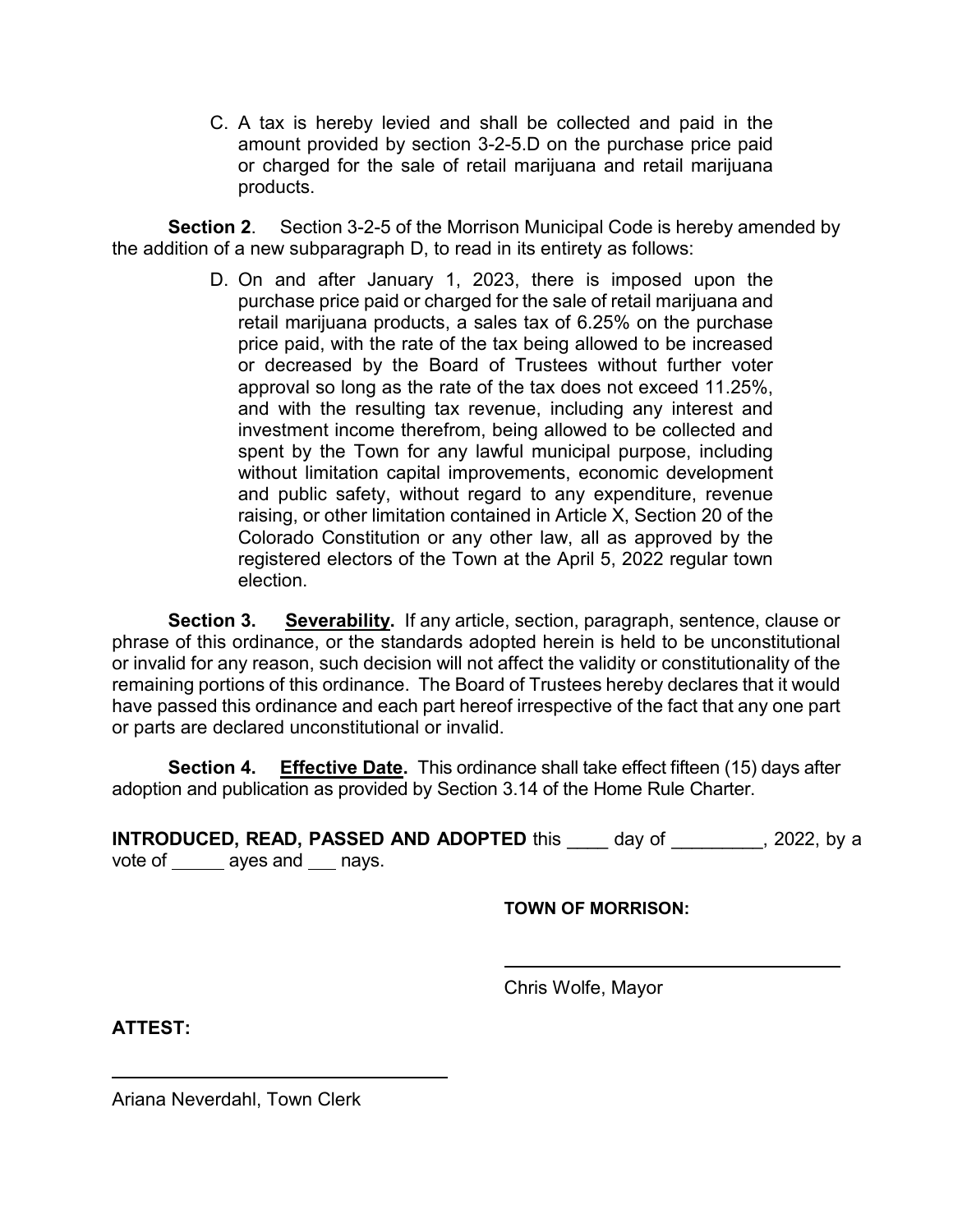C. A tax is hereby levied and shall be collected and paid in the amount provided by section 3-2-5.D on the purchase price paid or charged for the sale of retail marijuana and retail marijuana products.

**Section 2**. Section 3-2-5 of the Morrison Municipal Code is hereby amended by the addition of a new subparagraph D, to read in its entirety as follows:

D. On and after January 1, 2023, there is imposed upon the purchase price paid or charged for the sale of retail marijuana and retail marijuana products, a sales tax of 6.25% on the purchase price paid, with the rate of the tax being allowed to be increased or decreased by the Board of Trustees without further voter approval so long as the rate of the tax does not exceed 11.25%, and with the resulting tax revenue, including any interest and investment income therefrom, being allowed to be collected and spent by the Town for any lawful municipal purpose, including without limitation capital improvements, economic development and public safety, without regard to any expenditure, revenue raising, or other limitation contained in Article X, Section 20 of the Colorado Constitution or any other law, all as approved by the registered electors of the Town at the April 5, 2022 regular town election.

**Section 3. Severability.** If any article, section, paragraph, sentence, clause or phrase of this ordinance, or the standards adopted herein is held to be unconstitutional or invalid for any reason, such decision will not affect the validity or constitutionality of the remaining portions of this ordinance. The Board of Trustees hereby declares that it would have passed this ordinance and each part hereof irrespective of the fact that any one part or parts are declared unconstitutional or invalid.

**Section 4. Effective Date.** This ordinance shall take effect fifteen (15) days after adoption and publication as provided by Section 3.14 of the Home Rule Charter.

**INTRODUCED, READ, PASSED AND ADOPTED** this ____ day of _________, 2022, by a vote of _____ ayes and ___ nays.

**TOWN OF MORRISON:**

___________________________________

Chris Wolfe, Mayor

**ATTEST:**

___________________________________

Ariana Neverdahl, Town Clerk